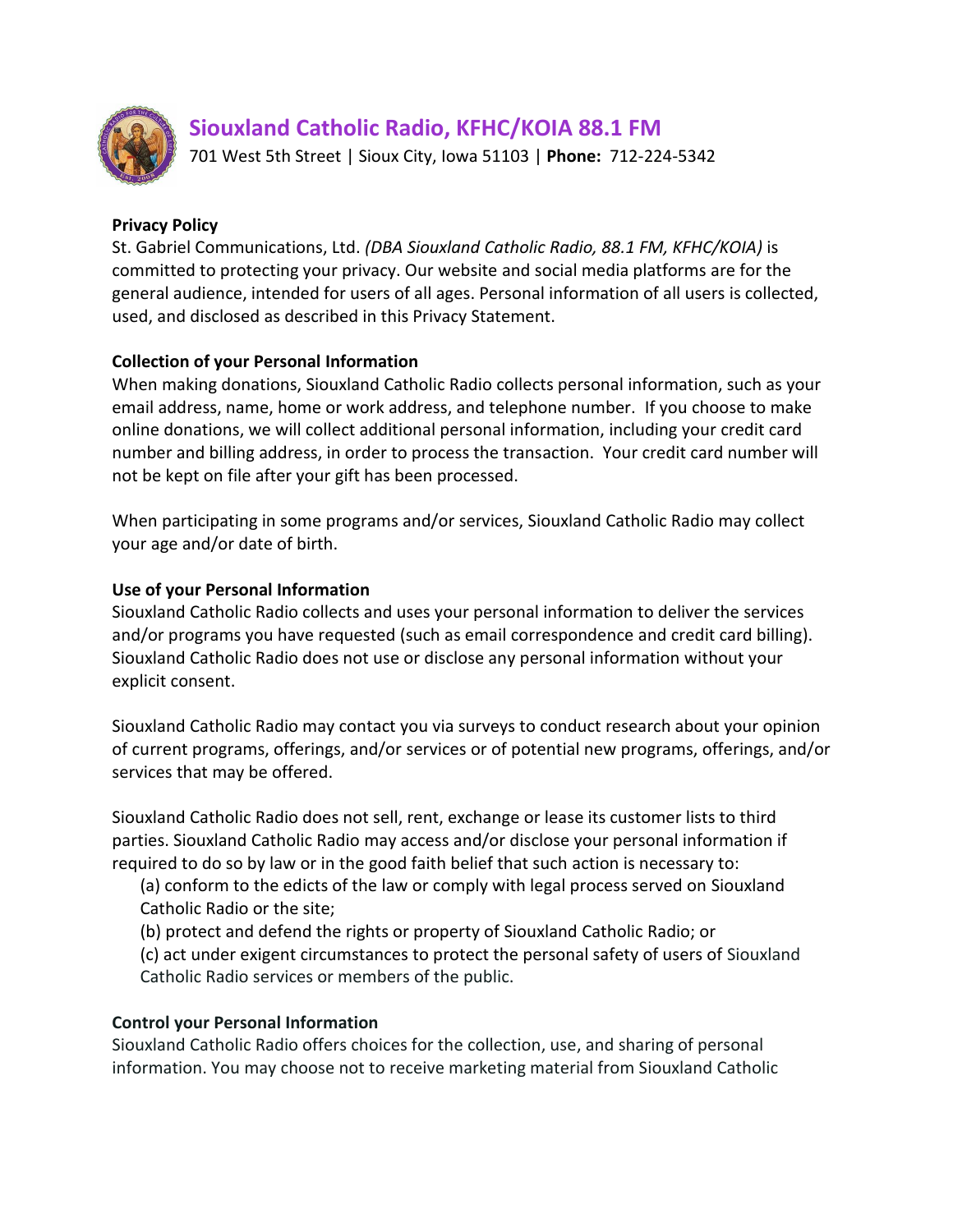# Siouxland Catholic Radio, KFHC/KOIA 88.1 FM

701 West 5th Street | Sioux City, Iowa 51103 | **Phone:** 712-224-5342

**Privacy Policy**

St. Gabriel Communications, Ltd. *(DBA Siouxland Catholic Radio, 88.1 FM, KFHC/KOIA)* is committed to protecting your privacy. Our website and social media platforms are for the general audience, intended for users of all ages. Personal information of all users is collected, used, and disclosed as described in this Privacy Statement.

**Collection of your Personal Information**

When making donations, Siouxland Catholic Radio collects personal information, such as your email address, name, home or work address, and telephone number. If you choose to make online donations, we will collect additional personal information, including your credit card number and billing address, in order to process the transaction. Your credit card number will not be kept on file after your gift has been processed.

When participating in some programs and/or services, Siouxland Catholic Radio may collect your age and/or date of birth.

**Use of your Personal Information**

Siouxland Catholic Radio collects and uses your personal information to deliver the services and/or programs you have requested (such as email correspondence and credit card billing). Siouxland Catholic Radio does not use or disclose any personal information without your explicit consent.

Siouxland Catholic Radio may contact you via surveys to conduct research about your opinion of current programs, offerings, and/or services or of potential new programs, offerings, and/or services that may be offered.

Siouxland Catholic Radio does not sell, rent, exchange or lease its customer lists to third parties. Siouxland Catholic Radio may access and/or disclose your personal information if required to do so by law or in the good faith belief that such action is necessary to:

(a) conform to the edicts of the law or comply with legal process served on Siouxland Catholic Radio or the site;
(b) protect and defend the rights or property of Siouxland Catholic Radio; or
(c) act under exigent circumstances to protect the personal safety of users of Siouxland Catholic Radio services or members of the public.

**Control your Personal Information**

Siouxland Catholic Radio offers choices for the collection, use, and sharing of personal information. You may choose not to receive marketing material from Siouxland Catholic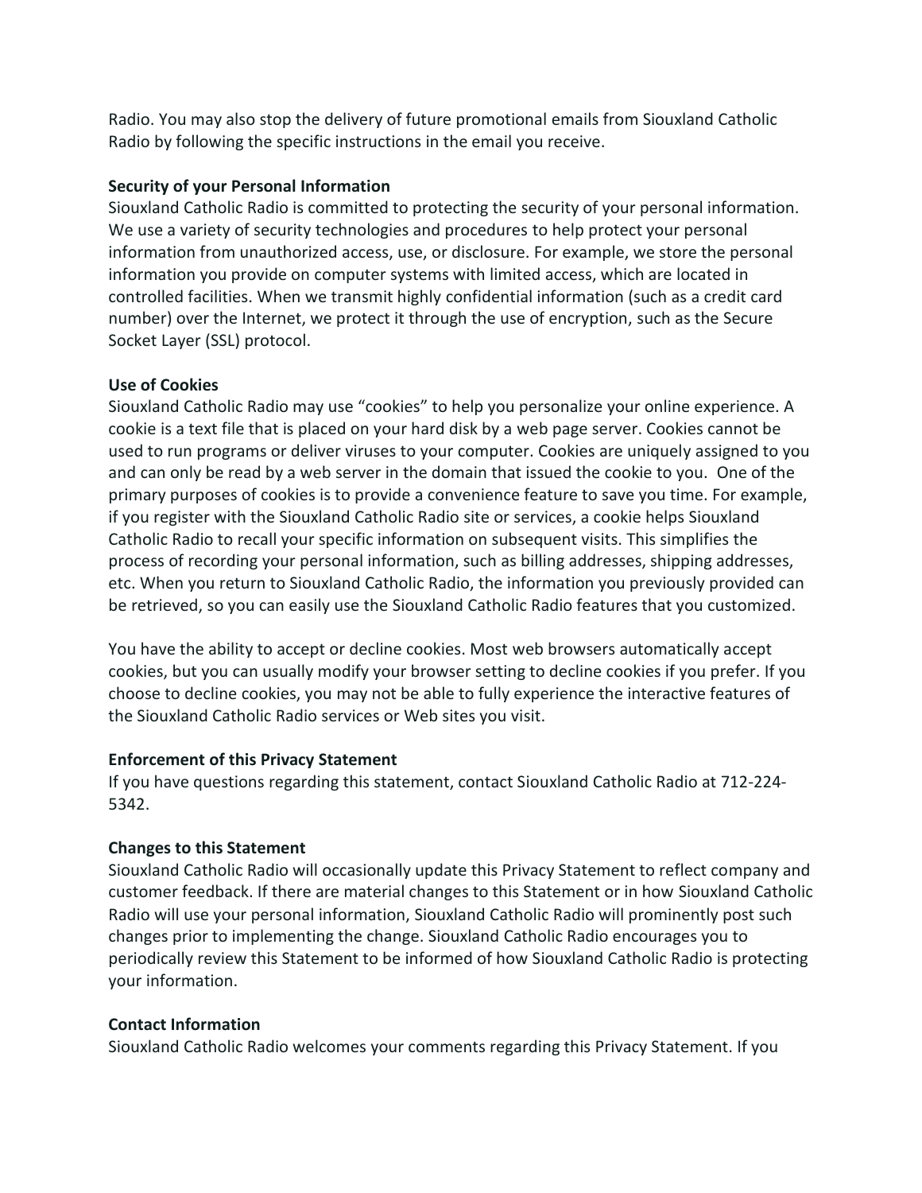Radio. You may also stop the delivery of future promotional emails from Siouxland Catholic Radio by following the specific instructions in the email you receive.

**Security of your Personal Information**

Siouxland Catholic Radio is committed to protecting the security of your personal information. We use a variety of security technologies and procedures to help protect your personal information from unauthorized access, use, or disclosure. For example, we store the personal information you provide on computer systems with limited access, which are located in controlled facilities. When we transmit highly confidential information (such as a credit card number) over the Internet, we protect it through the use of encryption, such as the Secure Socket Layer (SSL) protocol.

**Use of Cookies**

Siouxland Catholic Radio may use "cookies" to help you personalize your online experience. A cookie is a text file that is placed on your hard disk by a web page server. Cookies cannot be used to run programs or deliver viruses to your computer. Cookies are uniquely assigned to you and can only be read by a web server in the domain that issued the cookie to you. One of the primary purposes of cookies is to provide a convenience feature to save you time. For example, if you register with the Siouxland Catholic Radio site or services, a cookie helps Siouxland Catholic Radio to recall your specific information on subsequent visits. This simplifies the process of recording your personal information, such as billing addresses, shipping addresses, etc. When you return to Siouxland Catholic Radio, the information you previously provided can be retrieved, so you can easily use the Siouxland Catholic Radio features that you customized.

You have the ability to accept or decline cookies. Most web browsers automatically accept cookies, but you can usually modify your browser setting to decline cookies if you prefer. If you choose to decline cookies, you may not be able to fully experience the interactive features of the Siouxland Catholic Radio services or Web sites you visit.

**Enforcement of this Privacy Statement**

If you have questions regarding this statement, contact Siouxland Catholic Radio at 712-224-5342.

**Changes to this Statement**

Siouxland Catholic Radio will occasionally update this Privacy Statement to reflect company and customer feedback. If there are material changes to this Statement or in how Siouxland Catholic Radio will use your personal information, Siouxland Catholic Radio will prominently post such changes prior to implementing the change. Siouxland Catholic Radio encourages you to periodically review this Statement to be informed of how Siouxland Catholic Radio is protecting your information.

**Contact Information**

Siouxland Catholic Radio welcomes your comments regarding this Privacy Statement. If you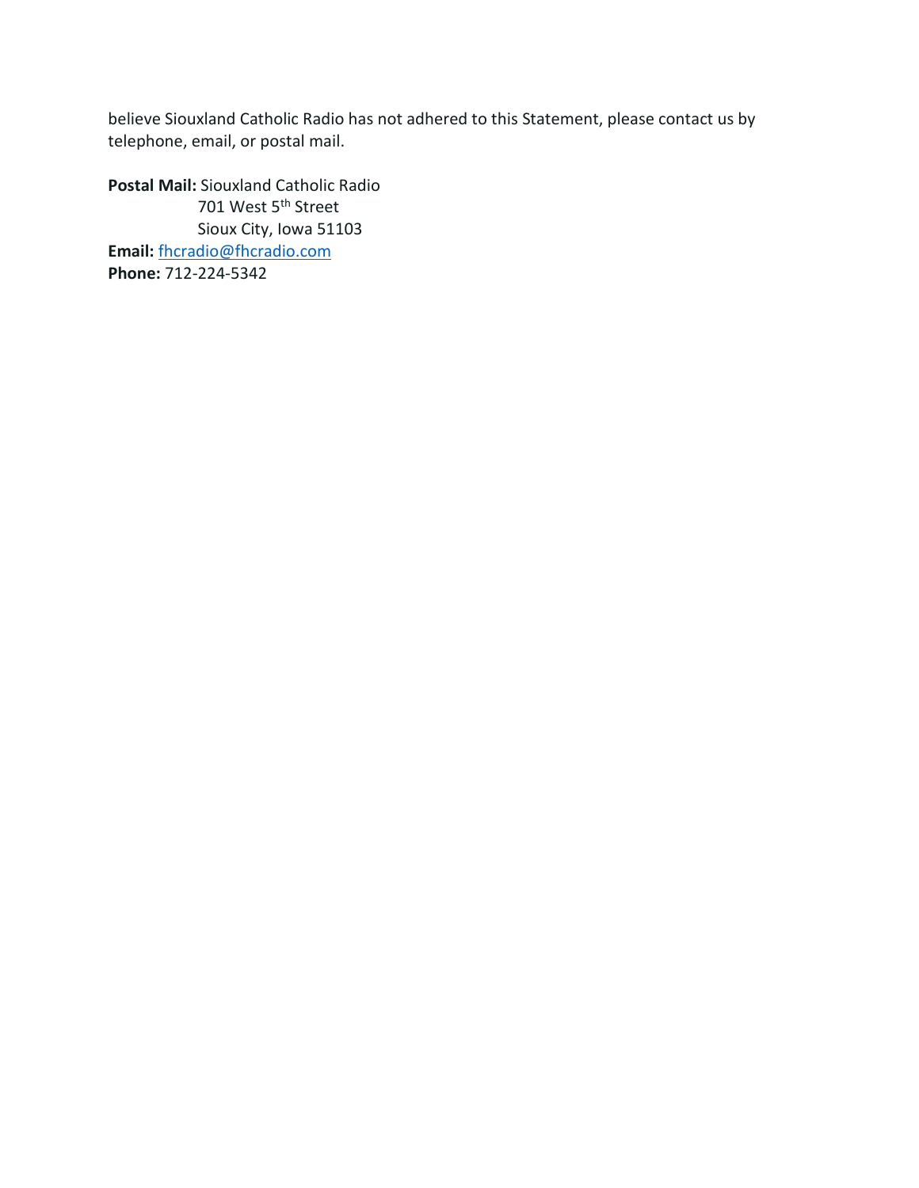believe Siouxland Catholic Radio has not adhered to this Statement, please contact us by telephone, email, or postal mail.

**Postal Mail:** Siouxland Catholic Radio
701 West 5th Street
Sioux City, Iowa 51103
**Email:** fhcradio@fhcradio.com
**Phone:** 712-224-5342